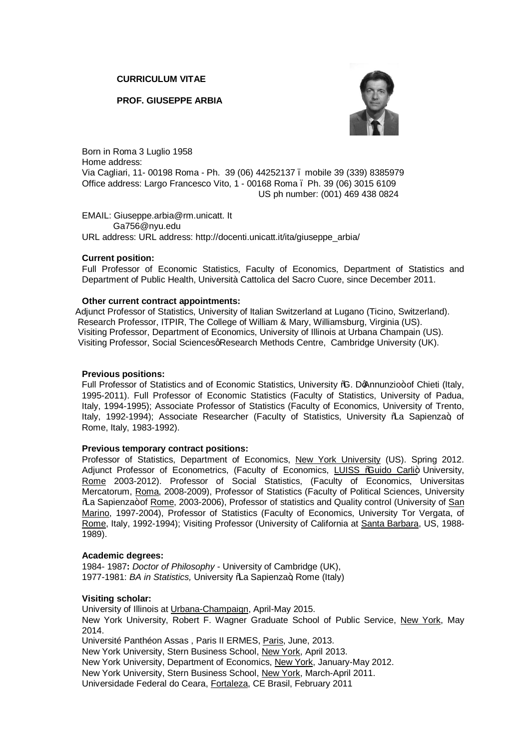**CURRICULUM VITAE**

**PROF. GIUSEPPE ARBIA**

Born in Roma 3 Luglio 1958
Home address:
Via Cagliari, 11- 00198 Roma - Ph. 39 (06) 44252137 ï mobile 39 (339) 8385979
Office address: Largo Francesco Vito, 1 - 00168 Roma ï Ph. 39 (06) 3015 6109
US ph number: (001) 469 438 0824

EMAIL: Giuseppe.arbia@rm.unicatt. It
Ga756@nyu.edu
URL address: URL address: http://docenti.unicatt.it/ita/giuseppe_arbia/

**Current position:**

Full Professor of Economic Statistics, Faculty of Economics, Department of Statistics and Department of Public Health, Università Cattolica del Sacro Cuore, since December 2011.

**Other current contract appointments:**

Adjunct Professor of Statistics, University of Italian Switzerland at Lugano (Ticino, Switzerland).
Research Professor, ITPIR, The College of William & Mary, Williamsburg, Virginia (US).
Visiting Professor, Department of Economics, University of Illinois at Urbana Champain (US).
Visiting Professor, Social Sciencesq Research Methods Centre, Cambridge University (UK).

**Previous positions:**

Full Professor of Statistics and of Economic Statistics, University ‰G. DqAnnunzioö of Chieti (Italy, 1995-2011). Full Professor of Economic Statistics (Faculty of Statistics, University of Padua, Italy, 1994-1995); Associate Professor of Statistics (Faculty of Economics, University of Trento, Italy, 1992-1994); Associate Researcher (Faculty of Statistics, University ‰La Sapienzaö, of Rome, Italy, 1983-1992).

**Previous temporary contract positions:**

Professor of Statistics, Department of Economics, New York University (US). Spring 2012. Adjunct Professor of Econometrics, (Faculty of Economics, LUISS ‰Guido Carliö University, Rome 2003-2012). Professor of Social Statistics, (Faculty of Economics, Universitas Mercatorum, Roma, 2008-2009), Professor of Statistics (Faculty of Political Sciences, University ‰La Sapienzaö of Rome, 2003-2006), Professor of statistics and Quality control (University of San Marino, 1997-2004), Professor of Statistics (Faculty of Economics, University Tor Vergata, of Rome, Italy, 1992-1994); Visiting Professor (University of California at Santa Barbara, US, 1988-1989).

**Academic degrees:**

1984- 1987**:** *Doctor of Philosophy* - University of Cambridge (UK),
1977-1981: *BA in Statistics,* University ‰La Sapienzaö, Rome (Italy)

**Visiting scholar:**

University of Illinois at Urbana-Champaign, April-May 2015.
New York University, Robert F. Wagner Graduate School of Public Service, New York, May 2014.
Université Panthéon Assas , Paris II ERMES, Paris, June, 2013.
New York University, Stern Business School, New York, April 2013.
New York University, Department of Economics, New York, January-May 2012.
New York University, Stern Business School, New York, March-April 2011.
Universidade Federal do Ceara, Fortaleza, CE Brasil, February 2011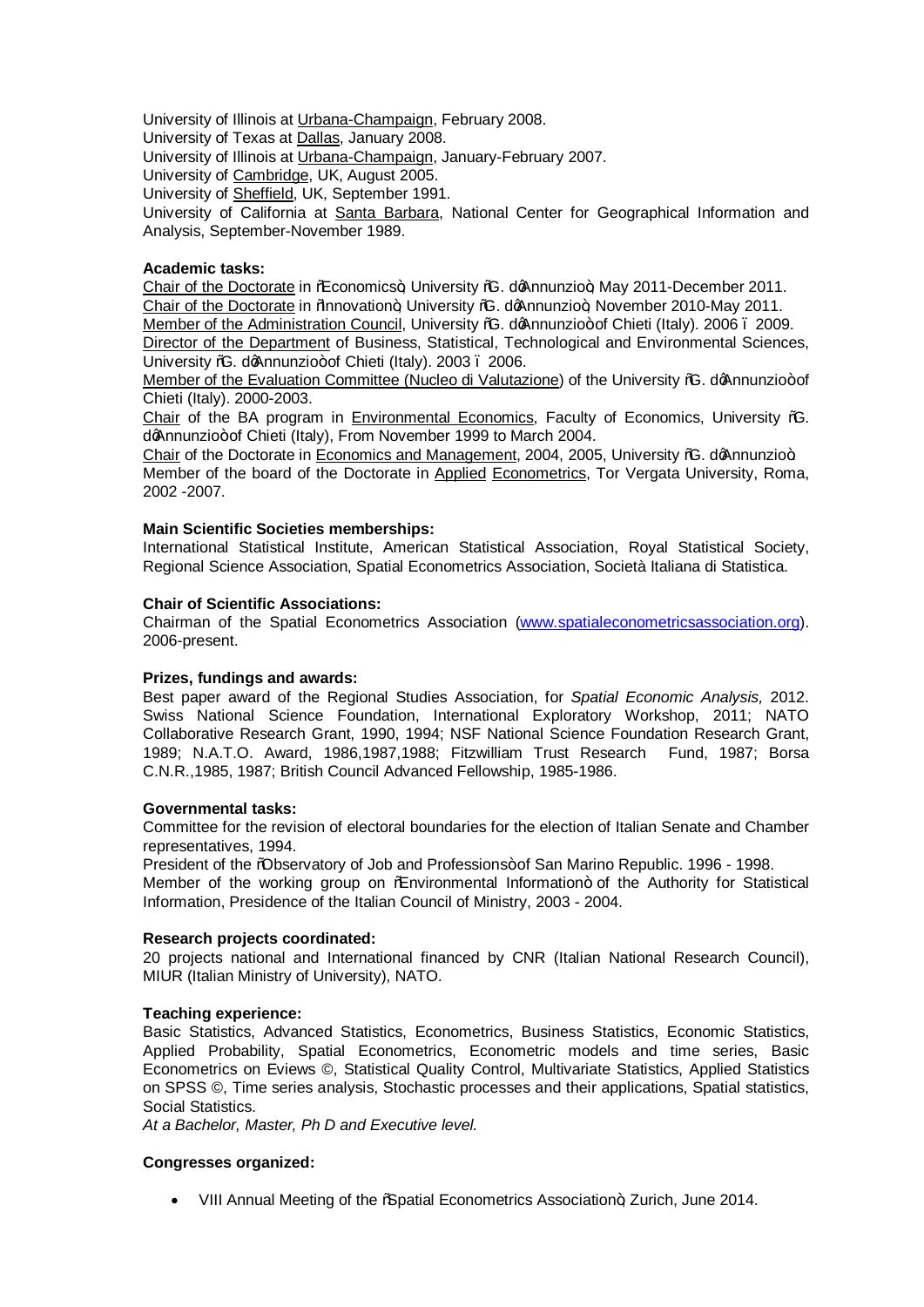University of Illinois at Urbana-Champaign, February 2008.
University of Texas at Dallas, January 2008.
University of Illinois at Urbana-Champaign, January-February 2007.
University of Cambridge, UK, August 2005.
University of Sheffield, UK, September 1991.
University of California at Santa Barbara, National Center for Geographical Information and Analysis, September-November 1989.

**Academic tasks:**
Chair of the Doctorate in "Economics", University "G. d'Annunzio", May 2011-December 2011.
Chair of the Doctorate in "Innovation", University "G. d'Annunzio", November 2010-May 2011.
Member of the Administration Council, University "G. d'Annunzio" of Chieti (Italy). 2006 – 2009.
Director of the Department of Business, Statistical, Technological and Environmental Sciences, University "G. d'Annunzio" of Chieti (Italy). 2003 – 2006.
Member of the Evaluation Committee (Nucleo di Valutazione) of the University "G. d'Annunzio" of Chieti (Italy). 2000-2003.
Chair of the BA program in Environmental Economics, Faculty of Economics, University "G. d'Annunzio" of Chieti (Italy), From November 1999 to March 2004.
Chair of the Doctorate in Economics and Management, 2004, 2005, University "G. d'Annunzio"
Member of the board of the Doctorate in Applied Econometrics, Tor Vergata University, Roma, 2002 -2007.

**Main Scientific Societies memberships:**
International Statistical Institute, American Statistical Association, Royal Statistical Society, Regional Science Association, Spatial Econometrics Association, Società Italiana di Statistica.

**Chair of Scientific Associations:**
Chairman of the Spatial Econometrics Association (www.spatialeconometricsassociation.org). 2006-present.

**Prizes, fundings and awards:**
Best paper award of the Regional Studies Association, for *Spatial Economic Analysis,* 2012. Swiss National Science Foundation, International Exploratory Workshop, 2011; NATO Collaborative Research Grant, 1990, 1994; NSF National Science Foundation Research Grant, 1989; N.A.T.O. Award, 1986,1987,1988; Fitzwilliam Trust Research Fund, 1987; Borsa C.N.R.,1985, 1987; British Council Advanced Fellowship, 1985-1986.

**Governmental tasks:**
Committee for the revision of electoral boundaries for the election of Italian Senate and Chamber representatives, 1994.
President of the "Observatory of Job and Professions" of San Marino Republic. 1996 - 1998.
Member of the working group on "Environmental Information" of the Authority for Statistical Information, Presidence of the Italian Council of Ministry, 2003 - 2004.

**Research projects coordinated:**
20 projects national and International financed by CNR (Italian National Research Council), MIUR (Italian Ministry of University), NATO.

**Teaching experience:**
Basic Statistics, Advanced Statistics, Econometrics, Business Statistics, Economic Statistics, Applied Probability, Spatial Econometrics, Econometric models and time series, Basic Econometrics on Eviews ©, Statistical Quality Control, Multivariate Statistics, Applied Statistics on SPSS ©, Time series analysis, Stochastic processes and their applications, Spatial statistics, Social Statistics.
*At a Bachelor, Master, Ph D and Executive level.*

**Congresses organized:**

- VIII Annual Meeting of the "Spatial Econometrics Association", Zurich, June 2014.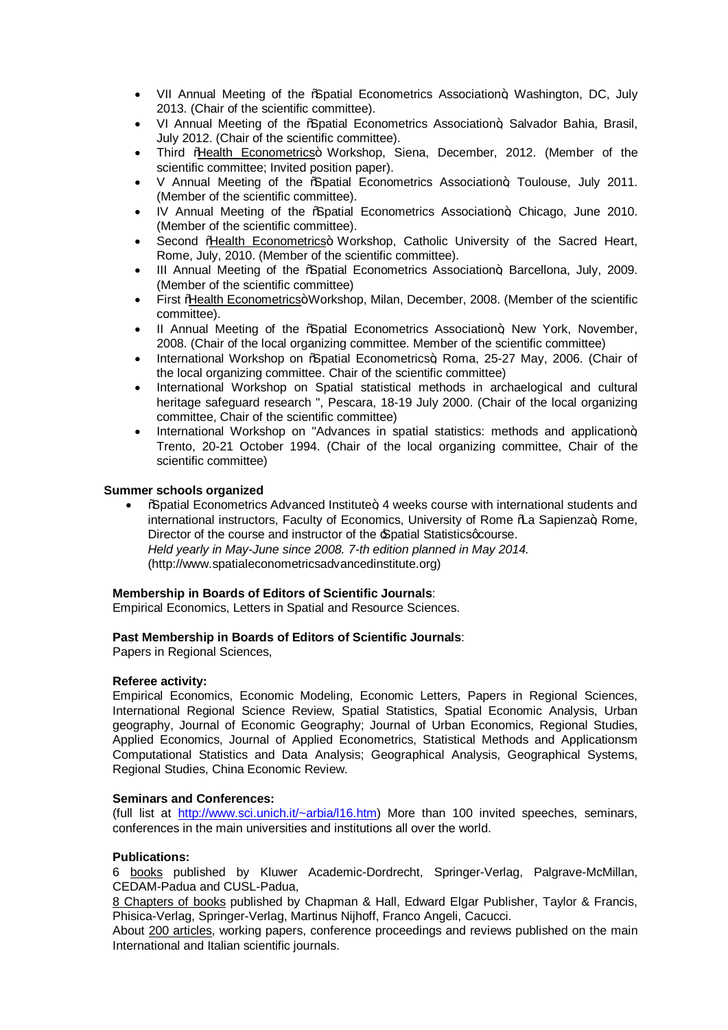- VII Annual Meeting of the "Spatial Econometrics Association", Washington, DC, July 2013. (Chair of the scientific committee).
- VI Annual Meeting of the "Spatial Econometrics Association", Salvador Bahia, Brasil, July 2012. (Chair of the scientific committee).
- Third "Health Econometrics" Workshop, Siena, December, 2012. (Member of the scientific committee; Invited position paper).
- V Annual Meeting of the "Spatial Econometrics Association", Toulouse, July 2011. (Member of the scientific committee).
- IV Annual Meeting of the "Spatial Econometrics Association", Chicago, June 2010. (Member of the scientific committee).
- Second "Health Econometrics" Workshop, Catholic University of the Sacred Heart, Rome, July, 2010. (Member of the scientific committee).
- III Annual Meeting of the "Spatial Econometrics Association", Barcellona, July, 2009. (Member of the scientific committee)
- First "Health Econometrics" Workshop, Milan, December, 2008. (Member of the scientific committee).
- II Annual Meeting of the "Spatial Econometrics Association", New York, November, 2008. (Chair of the local organizing committee. Member of the scientific committee)
- International Workshop on "Spatial Econometrics", Roma, 25-27 May, 2006. (Chair of the local organizing committee. Chair of the scientific committee)
- International Workshop on Spatial statistical methods in archaelogical and cultural heritage safeguard research ", Pescara, 18-19 July 2000. (Chair of the local organizing committee, Chair of the scientific committee)
- International Workshop on "Advances in spatial statistics: methods and application", Trento, 20-21 October 1994. (Chair of the local organizing committee, Chair of the scientific committee)

**Summer schools organized**

- "Spatial Econometrics Advanced Institute", 4 weeks course with international students and international instructors, Faculty of Economics, University of Rome "La Sapienza", Rome, Director of the course and instructor of the 'Spatial Statistics' course.
  *Held yearly in May-June since 2008. 7-th edition planned in May 2014.*
  (http://www.spatialeconometricsadvancedinstitute.org)

**Membership in Boards of Editors of Scientific Journals**:
Empirical Economics, Letters in Spatial and Resource Sciences.

**Past Membership in Boards of Editors of Scientific Journals**:
Papers in Regional Sciences,

**Referee activity:**
Empirical Economics, Economic Modeling, Economic Letters, Papers in Regional Sciences, International Regional Science Review, Spatial Statistics, Spatial Economic Analysis, Urban geography, Journal of Economic Geography; Journal of Urban Economics, Regional Studies, Applied Economics, Journal of Applied Econometrics, Statistical Methods and Applicationsm Computational Statistics and Data Analysis; Geographical Analysis, Geographical Systems, Regional Studies, China Economic Review.

**Seminars and Conferences:**
(full list at http://www.sci.unich.it/~arbia/l16.htm) More than 100 invited speeches, seminars, conferences in the main universities and institutions all over the world.

**Publications:**
6 books published by Kluwer Academic-Dordrecht, Springer-Verlag, Palgrave-McMillan, CEDAM-Padua and CUSL-Padua,
8 Chapters of books published by Chapman & Hall, Edward Elgar Publisher, Taylor & Francis, Phisica-Verlag, Springer-Verlag, Martinus Nijhoff, Franco Angeli, Cacucci.
About 200 articles, working papers, conference proceedings and reviews published on the main International and Italian scientific journals.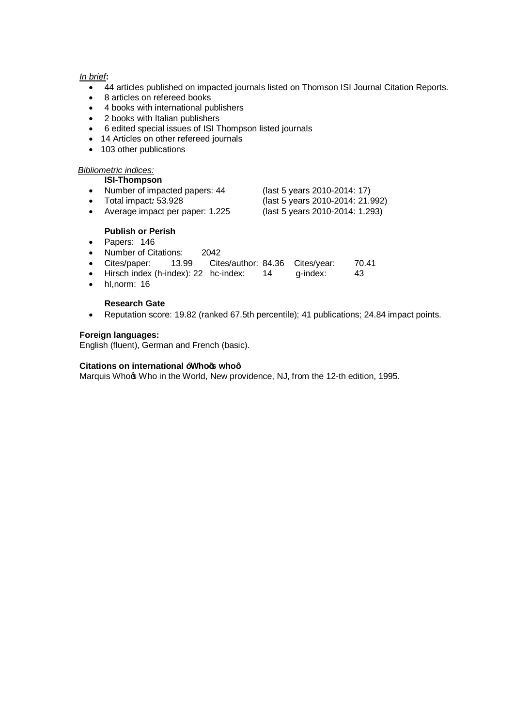*In brief***:**

- 44 articles published on impacted journals listed on Thomson ISI Journal Citation Reports.
- 8 articles on refereed books
- 4 books with international publishers
- 2 books with Italian publishers
- 6 edited special issues of ISI Thompson listed journals
- 14 Articles on other refereed journals
- 103 other publications

*Bibliometric indices:*

**ISI-Thompson**

- Number of impacted papers: 44 (last 5 years 2010-2014: 17)
- Total impact***:*** 53.928 (last 5 years 2010-2014: 21.992)
- Average impact per paper: 1.225 (last 5 years 2010-2014: 1.293)

**Publish or Perish**

- Papers: 146
- Number of Citations: 2042
- Cites/paper: 13.99 Cites/author: 84.36 Cites/year: 70.41
- Hirsch index (h-index): 22 hc-index: 14 g-index: 43
- hI,norm: 16

**Research Gate**

- Reputation score: 19.82 (ranked 67.5th percentile); 41 publications; 24.84 impact points.

**Foreign languages:**

English (fluent), German and French (basic).

**Citations on international “Who’s who”**

Marquis Who’s Who in the World, New providence, NJ, from the 12-th edition, 1995.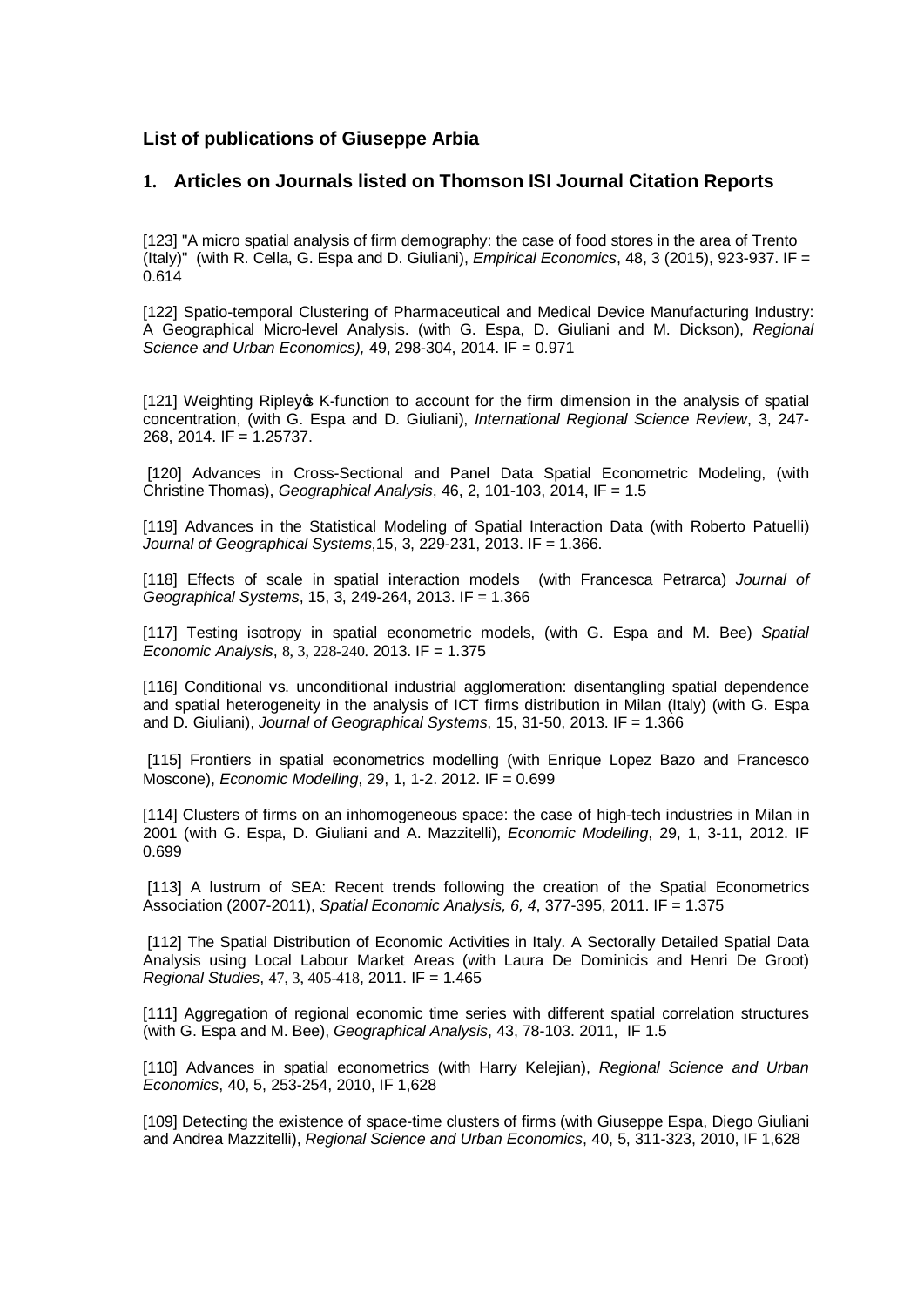## List of publications of Giuseppe Arbia

### 1. Articles on Journals listed on Thomson ISI Journal Citation Reports

[123] "A micro spatial analysis of firm demography: the case of food stores in the area of Trento (Italy)" (with R. Cella, G. Espa and D. Giuliani), *Empirical Economics*, 48, 3 (2015), 923-937. IF = 0.614

[122] Spatio-temporal Clustering of Pharmaceutical and Medical Device Manufacturing Industry: A Geographical Micro-level Analysis. (with G. Espa, D. Giuliani and M. Dickson), *Regional Science and Urban Economics),* 49, 298-304, 2014. IF = 0.971

[121] Weighting Ripley's K-function to account for the firm dimension in the analysis of spatial concentration, (with G. Espa and D. Giuliani), *International Regional Science Review*, 3, 247-268, 2014. IF = 1.25737.

[120] Advances in Cross-Sectional and Panel Data Spatial Econometric Modeling, (with Christine Thomas), *Geographical Analysis*, 46, 2, 101-103, 2014, IF = 1.5

[119] Advances in the Statistical Modeling of Spatial Interaction Data (with Roberto Patuelli) *Journal of Geographical Systems*,15, 3, 229-231, 2013. IF = 1.366.

[118] Effects of scale in spatial interaction models (with Francesca Petrarca) *Journal of Geographical Systems*, 15, 3, 249-264, 2013. IF = 1.366

[117] Testing isotropy in spatial econometric models, (with G. Espa and M. Bee) *Spatial Economic Analysis*, 8, 3, 228-240. 2013. IF = 1.375

[116] Conditional vs. unconditional industrial agglomeration: disentangling spatial dependence and spatial heterogeneity in the analysis of ICT firms distribution in Milan (Italy) (with G. Espa and D. Giuliani), *Journal of Geographical Systems*, 15, 31-50, 2013. IF = 1.366

[115] Frontiers in spatial econometrics modelling (with Enrique Lopez Bazo and Francesco Moscone), *Economic Modelling*, 29, 1, 1-2. 2012. IF = 0.699

[114] Clusters of firms on an inhomogeneous space: the case of high-tech industries in Milan in 2001 (with G. Espa, D. Giuliani and A. Mazzitelli), *Economic Modelling*, 29, 1, 3-11, 2012. IF 0.699

[113] A lustrum of SEA: Recent trends following the creation of the Spatial Econometrics Association (2007-2011), *Spatial Economic Analysis, 6, 4*, 377-395, 2011. IF = 1.375

[112] The Spatial Distribution of Economic Activities in Italy. A Sectorally Detailed Spatial Data Analysis using Local Labour Market Areas (with Laura De Dominicis and Henri De Groot) *Regional Studies*, 47, 3, 405-418, 2011. IF = 1.465

[111] Aggregation of regional economic time series with different spatial correlation structures (with G. Espa and M. Bee), *Geographical Analysis*, 43, 78-103. 2011, IF 1.5

[110] Advances in spatial econometrics (with Harry Kelejian), *Regional Science and Urban Economics*, 40, 5, 253-254, 2010, IF 1,628

[109] Detecting the existence of space-time clusters of firms (with Giuseppe Espa, Diego Giuliani and Andrea Mazzitelli), *Regional Science and Urban Economics*, 40, 5, 311-323, 2010, IF 1,628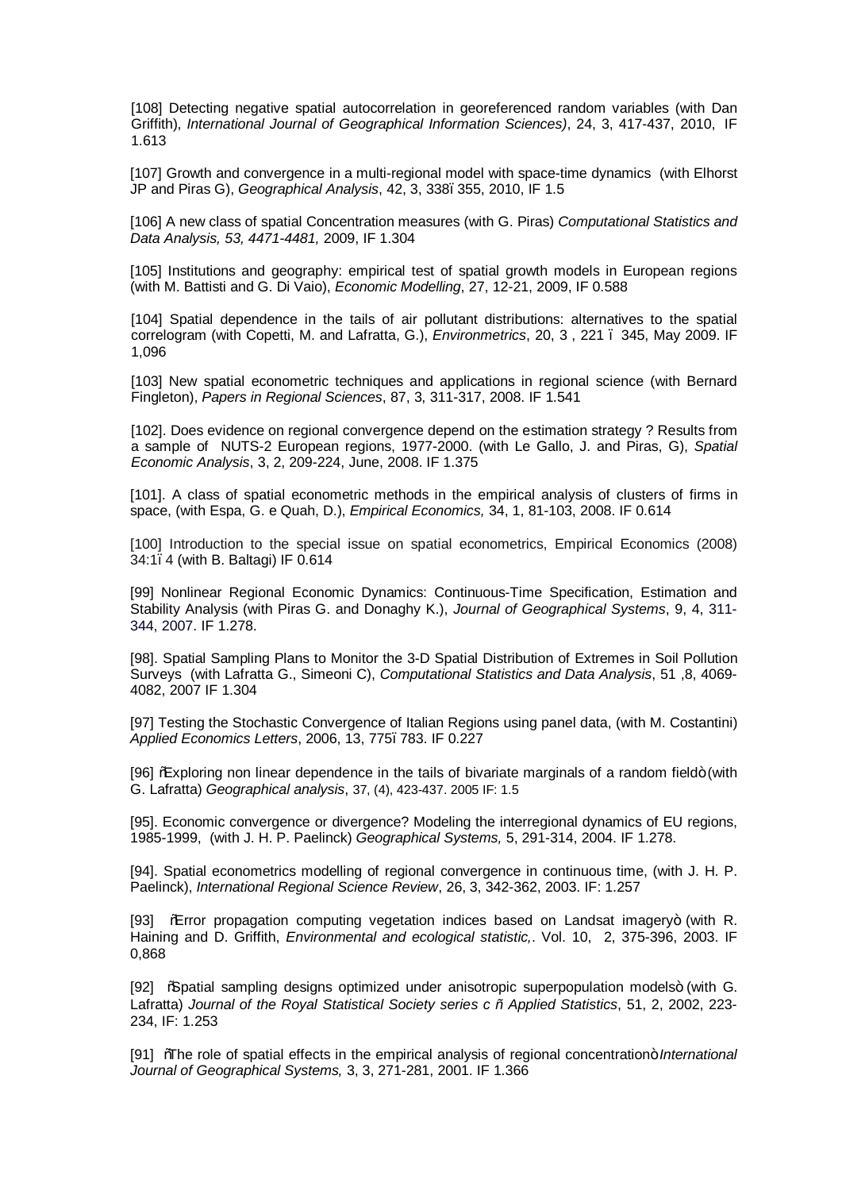[108] Detecting negative spatial autocorrelation in georeferenced random variables (with Dan Griffith), *International Journal of Geographical Information Sciences)*, 24, 3, 417-437, 2010, IF 1.613

[107] Growth and convergence in a multi-regional model with space-time dynamics (with Elhorst JP and Piras G), *Geographical Analysis*, 42, 3, 338–355, 2010, IF 1.5

[106] A new class of spatial Concentration measures (with G. Piras) *Computational Statistics and Data Analysis, 53, 4471-4481,* 2009, IF 1.304

[105] Institutions and geography: empirical test of spatial growth models in European regions (with M. Battisti and G. Di Vaio), *Economic Modelling*, 27, 12-21, 2009, IF 0.588

[104] Spatial dependence in the tails of air pollutant distributions: alternatives to the spatial correlogram (with Copetti, M. and Lafratta, G.), *Environmetrics*, 20, 3 , 221 – 345, May 2009. IF 1,096

[103] New spatial econometric techniques and applications in regional science (with Bernard Fingleton), *Papers in Regional Sciences*, 87, 3, 311-317, 2008. IF 1.541

[102]. Does evidence on regional convergence depend on the estimation strategy ? Results from a sample of NUTS-2 European regions, 1977-2000. (with Le Gallo, J. and Piras, G), *Spatial Economic Analysis*, 3, 2, 209-224, June, 2008. IF 1.375

[101]. A class of spatial econometric methods in the empirical analysis of clusters of firms in space, (with Espa, G. e Quah, D.), *Empirical Economics,* 34, 1, 81-103, 2008. IF 0.614

[100] Introduction to the special issue on spatial econometrics, Empirical Economics (2008) 34:1–4 (with B. Baltagi) IF 0.614

[99] Nonlinear Regional Economic Dynamics: Continuous-Time Specification, Estimation and Stability Analysis (with Piras G. and Donaghy K.), *Journal of Geographical Systems*, 9, 4, 311-344, 2007. IF 1.278.

[98]. Spatial Sampling Plans to Monitor the 3-D Spatial Distribution of Extremes in Soil Pollution Surveys (with Lafratta G., Simeoni C), *Computational Statistics and Data Analysis*, 51 ,8, 4069-4082, 2007 IF 1.304

[97] Testing the Stochastic Convergence of Italian Regions using panel data, (with M. Costantini) *Applied Economics Letters*, 2006, 13, 775–783. IF 0.227

[96] "Exploring non linear dependence in the tails of bivariate marginals of a random field" (with G. Lafratta) *Geographical analysis*, 37, (4), 423-437. 2005 IF: 1.5

[95]. Economic convergence or divergence? Modeling the interregional dynamics of EU regions, 1985-1999, (with J. H. P. Paelinck) *Geographical Systems,* 5, 291-314, 2004. IF 1.278.

[94]. Spatial econometrics modelling of regional convergence in continuous time, (with J. H. P. Paelinck), *International Regional Science Review*, 26, 3, 342-362, 2003. IF: 1.257

[93] "Error propagation computing vegetation indices based on Landsat imagery" (with R. Haining and D. Griffith, *Environmental and ecological statistic,*. Vol. 10, 2, 375-396, 2003. IF 0,868

[92] "Spatial sampling designs optimized under anisotropic superpopulation models" (with G. Lafratta) *Journal of the Royal Statistical Society series c – Applied Statistics*, 51, 2, 2002, 223-234, IF: 1.253

[91] "The role of spatial effects in the empirical analysis of regional concentration" *International Journal of Geographical Systems,* 3, 3, 271-281, 2001. IF 1.366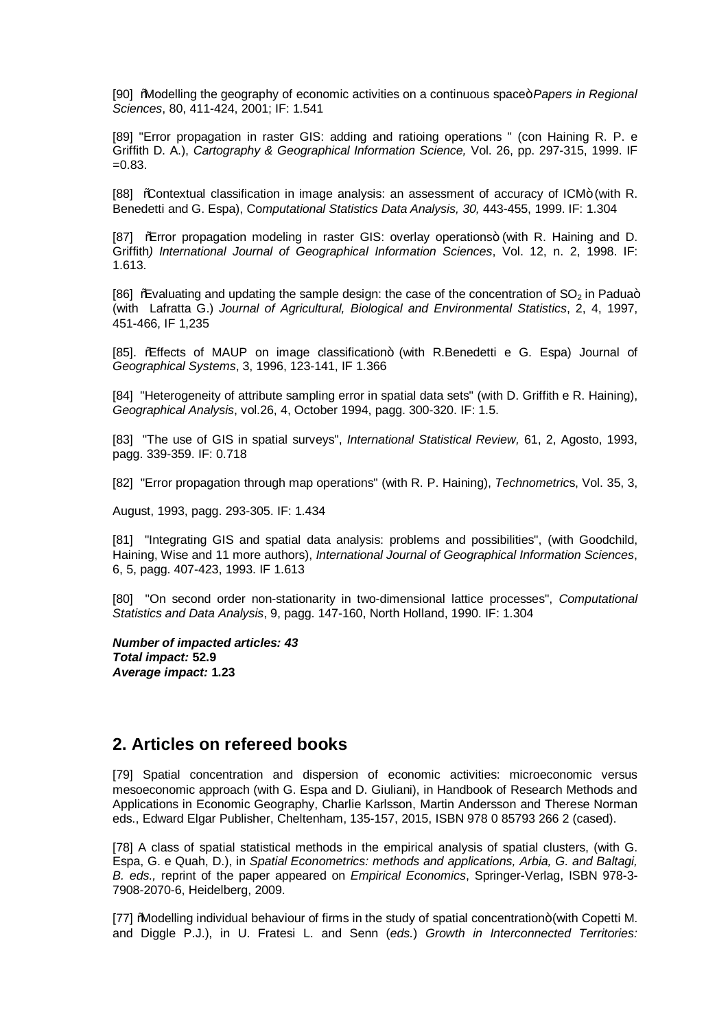[90] ŏModelling the geography of economic activities on a continuous spaceò *Papers in Regional Sciences*, 80, 411-424, 2001; IF: 1.541

[89] "Error propagation in raster GIS: adding and ratioing operations " (con Haining R. P. e Griffith D. A.), *Cartography & Geographical Information Science,* Vol. 26, pp. 297-315, 1999. IF =0.83.

[88] ŏContextual classification in image analysis: an assessment of accuracy of ICMò (with R. Benedetti and G. Espa), C*omputational Statistics Data Analysis, 30,* 443-455, 1999. IF: 1.304

[87] ŏError propagation modeling in raster GIS: overlay operationsò (with R. Haining and D. Griffith*) International Journal of Geographical Information Sciences*, Vol. 12, n. 2, 1998. IF: 1.613.

[86] ŏEvaluating and updating the sample design: the case of the concentration of $SO_2$ in Paduaò (with Lafratta G.) *Journal of Agricultural, Biological and Environmental Statistics*, 2, 4, 1997, 451-466, IF 1,235

[85]. ŏEffects of MAUP on image classificationò (with R.Benedetti e G. Espa) Journal of *Geographical Systems*, 3, 1996, 123-141, IF 1.366

[84] "Heterogeneity of attribute sampling error in spatial data sets" (with D. Griffith e R. Haining), *Geographical Analysis*, vol.26, 4, October 1994, pagg. 300-320. IF: 1.5.

[83] "The use of GIS in spatial surveys", *International Statistical Review,* 61, 2, Agosto, 1993, pagg. 339-359. IF: 0.718

[82] "Error propagation through map operations" (with R. P. Haining), *Technometric*s, Vol. 35, 3,

August, 1993, pagg. 293-305. IF: 1.434

[81] "Integrating GIS and spatial data analysis: problems and possibilities", (with Goodchild, Haining, Wise and 11 more authors), *International Journal of Geographical Information Sciences*, 6, 5, pagg. 407-423, 1993. IF 1.613

[80] "On second order non-stationarity in two-dimensional lattice processes", *Computational Statistics and Data Analysis*, 9, pagg. 147-160, North Holland, 1990. IF: 1.304

***Number of impacted articles: 43***
***Total impact:*** **52.9**
***Average impact:*** **1.23**

## 2. Articles on refereed books

[79] Spatial concentration and dispersion of economic activities: microeconomic versus mesoeconomic approach (with G. Espa and D. Giuliani), in Handbook of Research Methods and Applications in Economic Geography, Charlie Karlsson, Martin Andersson and Therese Norman eds., Edward Elgar Publisher, Cheltenham, 135-157, 2015, ISBN 978 0 85793 266 2 (cased).

[78] A class of spatial statistical methods in the empirical analysis of spatial clusters, (with G. Espa, G. e Quah, D.), in *Spatial Econometrics: methods and applications, Arbia, G. and Baltagi, B. eds.,* reprint of the paper appeared on *Empirical Economics*, Springer-Verlag, ISBN 978-3-7908-2070-6, Heidelberg, 2009.

[77] ŏModelling individual behaviour of firms in the study of spatial concentrationò (with Copetti M. and Diggle P.J.), in U. Fratesi L. and Senn (*eds.*) *Growth in Interconnected Territories:*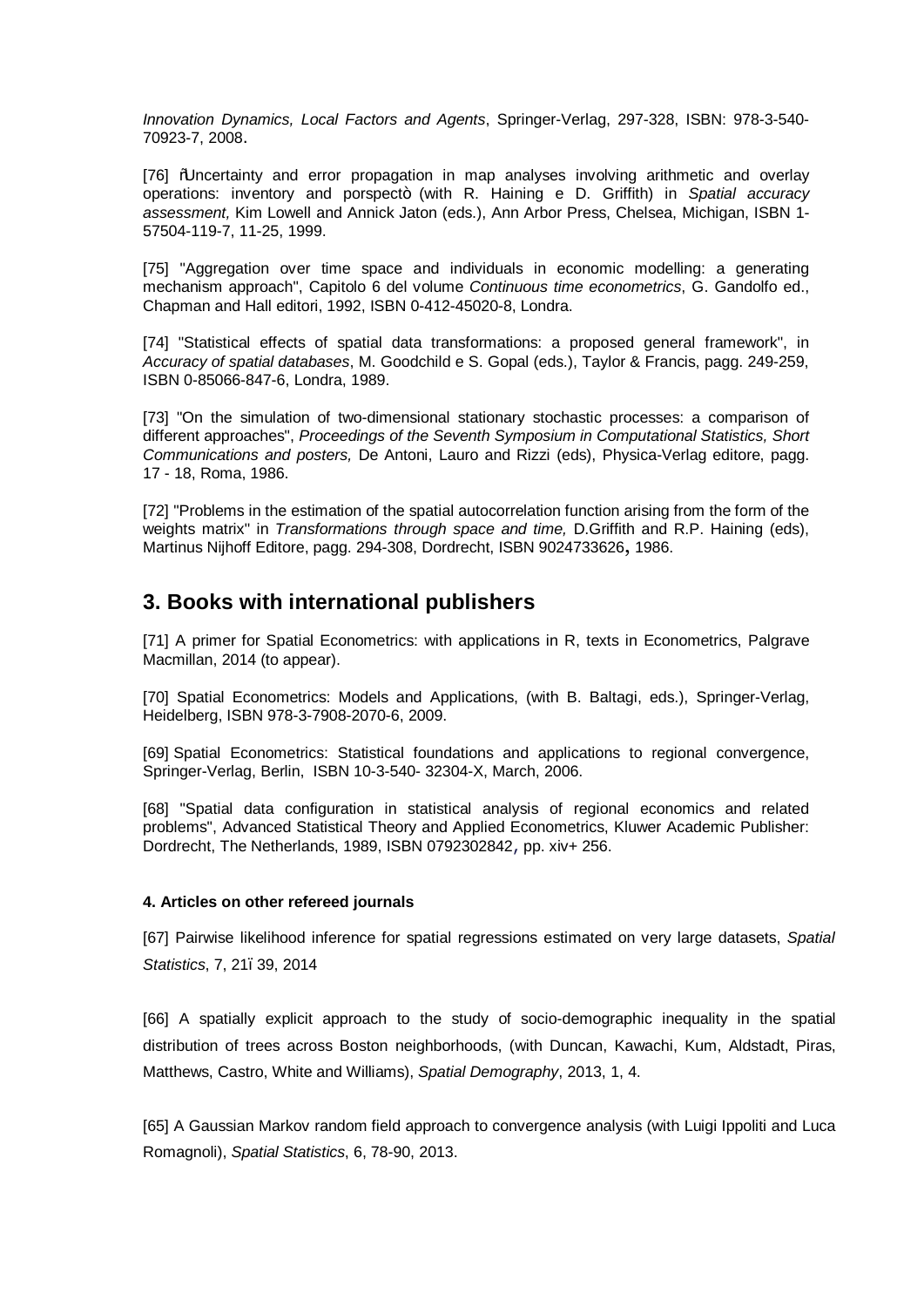*Innovation Dynamics, Local Factors and Agents*, Springer-Verlag, 297-328, ISBN: 978-3-540-70923-7, 2008.

[76] ŏUncertainty and error propagation in map analyses involving arithmetic and overlay operations: inventory and porspectò (with R. Haining e D. Griffith) in *Spatial accuracy assessment,* Kim Lowell and Annick Jaton (eds.), Ann Arbor Press, Chelsea, Michigan, ISBN 1-57504-119-7, 11-25, 1999.

[75] "Aggregation over time space and individuals in economic modelling: a generating mechanism approach", Capitolo 6 del volume *Continuous time econometrics*, G. Gandolfo ed., Chapman and Hall editori, 1992, ISBN 0-412-45020-8, Londra.

[74] "Statistical effects of spatial data transformations: a proposed general framework", in *Accuracy of spatial databases*, M. Goodchild e S. Gopal (eds.), Taylor & Francis, pagg. 249-259, ISBN 0-85066-847-6, Londra, 1989.

[73] "On the simulation of two-dimensional stationary stochastic processes: a comparison of different approaches", *Proceedings of the Seventh Symposium in Computational Statistics, Short Communications and posters,* De Antoni, Lauro and Rizzi (eds), Physica-Verlag editore, pagg. 17 - 18, Roma, 1986.

[72] "Problems in the estimation of the spatial autocorrelation function arising from the form of the weights matrix" in *Transformations through space and time,* D.Griffith and R.P. Haining (eds), Martinus Nijhoff Editore, pagg. 294-308, Dordrecht, ISBN 9024733626, 1986.

## 3. Books with international publishers

[71] A primer for Spatial Econometrics: with applications in R, texts in Econometrics, Palgrave Macmillan, 2014 (to appear).

[70] Spatial Econometrics: Models and Applications, (with B. Baltagi, eds.), Springer-Verlag, Heidelberg, ISBN 978-3-7908-2070-6, 2009.

[69] Spatial Econometrics: Statistical foundations and applications to regional convergence, Springer-Verlag, Berlin, ISBN 10-3-540- 32304-X, March, 2006.

[68] "Spatial data configuration in statistical analysis of regional economics and related problems", Advanced Statistical Theory and Applied Econometrics, Kluwer Academic Publisher: Dordrecht, The Netherlands, 1989, ISBN 0792302842, pp. xiv+ 256.

#### 4. Articles on other refereed journals

[67] Pairwise likelihood inference for spatial regressions estimated on very large datasets, *Spatial Statistics*, 7, 21ï 39, 2014

[66] A spatially explicit approach to the study of socio-demographic inequality in the spatial distribution of trees across Boston neighborhoods, (with Duncan, Kawachi, Kum, Aldstadt, Piras, Matthews, Castro, White and Williams), *Spatial Demography*, 2013, 1, 4.

[65] A Gaussian Markov random field approach to convergence analysis (with Luigi Ippoliti and Luca Romagnoli), *Spatial Statistics*, 6, 78-90, 2013.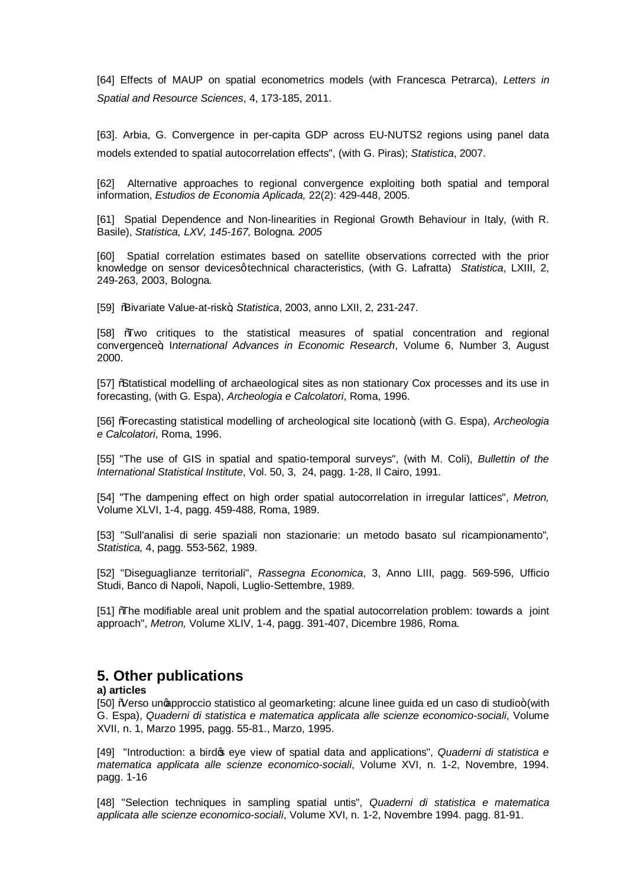[64] Effects of MAUP on spatial econometrics models (with Francesca Petrarca), *Letters in Spatial and Resource Sciences*, 4, 173-185, 2011.

[63]. Arbia, G. Convergence in per-capita GDP across EU-NUTS2 regions using panel data models extended to spatial autocorrelation effects", (with G. Piras); *Statistica*, 2007.

[62] Alternative approaches to regional convergence exploiting both spatial and temporal information, *Estudios de Economia Aplicada,* 22(2): 429-448, 2005.

[61] Spatial Dependence and Non-linearities in Regional Growth Behaviour in Italy, (with R. Basile), *Statistica, LXV, 145-167,* Bologna*. 2005*

[60] Spatial correlation estimates based on satellite observations corrected with the prior knowledge on sensor devicesôtechnical characteristics, (with G. Lafratta) *Statistica*, LXIII, 2, 249-263, 2003, Bologna*.*

[59] ñBivariate Value-at-riskò, *Statistica*, 2003, anno LXII, 2, 231-247.

[58] ñTwo critiques to the statistical measures of spatial concentration and regional convergenceò, I*nternational Advances in Economic Research*, Volume 6, Number 3, August 2000.

[57] ñStatistical modelling of archaeological sites as non stationary Cox processes and its use in forecasting, (with G. Espa), *Archeologia e Calcolatori*, Roma, 1996.

[56] ñForecasting statistical modelling of archeological site locationò, (with G. Espa), *Archeologia e Calcolatori*, Roma, 1996.

[55] "The use of GIS in spatial and spatio-temporal surveys", (with M. Coli), *Bullettin of the International Statistical Institute*, Vol. 50, 3, 24, pagg. 1-28, Il Cairo, 1991.

[54] "The dampening effect on high order spatial autocorrelation in irregular lattices", *Metron,* Volume XLVI, 1-4, pagg. 459-488, Roma, 1989.

[53] "Sull'analisi di serie spaziali non stazionarie: un metodo basato sul ricampionamento"*, Statistica,* 4, pagg. 553-562, 1989.

[52] "Diseguaglianze territoriali", *Rassegna Economica*, 3, Anno LIII, pagg. 569-596, Ufficio Studi, Banco di Napoli, Napoli, Luglio-Settembre, 1989.

[51] ñThe modifiable areal unit problem and the spatial autocorrelation problem: towards a joint approach", *Metron,* Volume XLIV, 1-4, pagg. 391-407, Dicembre 1986, Roma.

## 5. Other publications

**a) articles**

[50] ñVerso unøapproccio statistico al geomarketing: alcune linee guida ed un caso di studioò (with G. Espa), *Quaderni di statistica e matematica applicata alle scienze economico-sociali*, Volume XVII, n. 1, Marzo 1995, pagg. 55-81., Marzo, 1995.

[49] "Introduction: a birdøs eye view of spatial data and applications", *Quaderni di statistica e matematica applicata alle scienze economico-sociali*, Volume XVI, n. 1-2, Novembre, 1994. pagg. 1-16

[48] "Selection techniques in sampling spatial untis", *Quaderni di statistica e matematica applicata alle scienze economico-sociali*, Volume XVI, n. 1-2, Novembre 1994. pagg. 81-91.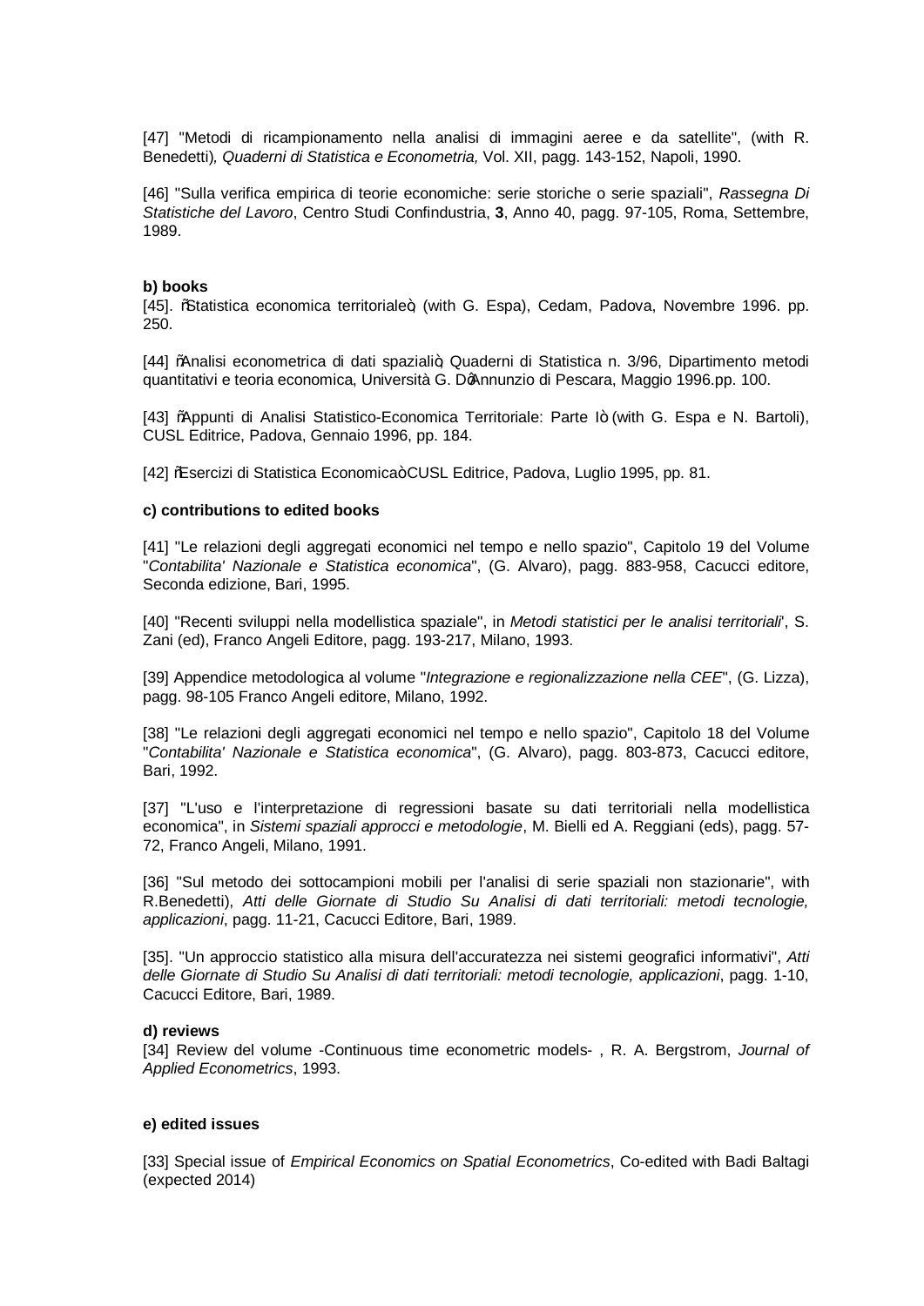[47] "Metodi di ricampionamento nella analisi di immagini aeree e da satellite", (with R. Benedetti), *Quaderni di Statistica e Econometria,* Vol. XII, pagg. 143-152, Napoli, 1990.

[46] "Sulla verifica empirica di teorie economiche: serie storiche o serie spaziali", *Rassegna Di Statistiche del Lavoro*, Centro Studi Confindustria, **3**, Anno 40, pagg. 97-105, Roma, Settembre, 1989.

**b) books**

[45]. "Statistica economica territoriale", (with G. Espa), Cedam, Padova, Novembre 1996. pp. 250.

[44] "Analisi econometrica di dati spaziali", Quaderni di Statistica n. 3/96, Dipartimento metodi quantitativi e teoria economica, Università G. D'Annunzio di Pescara, Maggio 1996.pp. 100.

[43] "Appunti di Analisi Statistico-Economica Territoriale: Parte I" (with G. Espa e N. Bartoli), CUSL Editrice, Padova, Gennaio 1996, pp. 184.

[42] "Esercizi di Statistica Economica" CUSL Editrice, Padova, Luglio 1995, pp. 81.

**c) contributions to edited books**

[41] "Le relazioni degli aggregati economici nel tempo e nello spazio", Capitolo 19 del Volume "*Contabilita' Nazionale e Statistica economica*", (G. Alvaro), pagg. 883-958, Cacucci editore, Seconda edizione, Bari, 1995.

[40] "Recenti sviluppi nella modellistica spaziale", in *Metodi statistici per le analisi territoriali*', S. Zani (ed), Franco Angeli Editore, pagg. 193-217, Milano, 1993.

[39] Appendice metodologica al volume "*Integrazione e regionalizzazione nella CEE*", (G. Lizza), pagg. 98-105 Franco Angeli editore, Milano, 1992.

[38] "Le relazioni degli aggregati economici nel tempo e nello spazio", Capitolo 18 del Volume "*Contabilita' Nazionale e Statistica economica*", (G. Alvaro), pagg. 803-873, Cacucci editore, Bari, 1992.

[37] "L'uso e l'interpretazione di regressioni basate su dati territoriali nella modellistica economica", in *Sistemi spaziali approcci e metodologie*, M. Bielli ed A. Reggiani (eds), pagg. 57-72, Franco Angeli, Milano, 1991.

[36] "Sul metodo dei sottocampioni mobili per l'analisi di serie spaziali non stazionarie", with R.Benedetti), *Atti delle Giornate di Studio Su Analisi di dati territoriali: metodi tecnologie, applicazioni*, pagg. 11-21, Cacucci Editore, Bari, 1989.

[35]. "Un approccio statistico alla misura dell'accuratezza nei sistemi geografici informativi", *Atti delle Giornate di Studio Su Analisi di dati territoriali: metodi tecnologie, applicazioni*, pagg. 1-10, Cacucci Editore, Bari, 1989.

**d) reviews**

[34] Review del volume -Continuous time econometric models- , R. A. Bergstrom, *Journal of Applied Econometrics*, 1993.

**e) edited issues**

[33] Special issue of *Empirical Economics on Spatial Econometrics*, Co-edited with Badi Baltagi (expected 2014)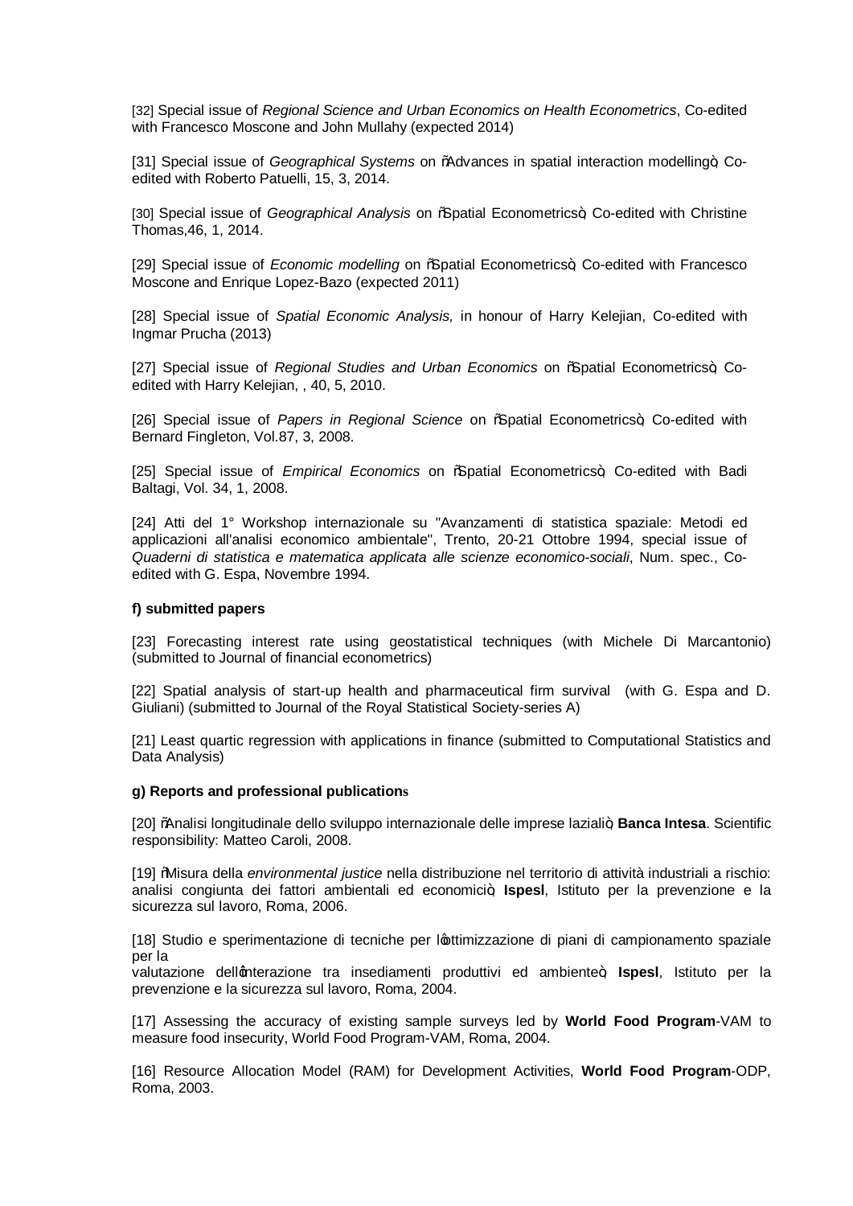[32] Special issue of *Regional Science and Urban Economics on Health Econometrics*, Co-edited with Francesco Moscone and John Mullahy (expected 2014)

[31] Special issue of *Geographical Systems* on "Advances in spatial interaction modelling", Co-edited with Roberto Patuelli, 15, 3, 2014.

[30] Special issue of *Geographical Analysis* on "Spatial Econometrics", Co-edited with Christine Thomas,46, 1, 2014.

[29] Special issue of *Economic modelling* on "Spatial Econometrics", Co-edited with Francesco Moscone and Enrique Lopez-Bazo (expected 2011)

[28] Special issue of *Spatial Economic Analysis,* in honour of Harry Kelejian, Co-edited with Ingmar Prucha (2013)

[27] Special issue of *Regional Studies and Urban Economics* on "Spatial Econometrics", Co-edited with Harry Kelejian, , 40, 5, 2010.

[26] Special issue of *Papers in Regional Science* on "Spatial Econometrics", Co-edited with Bernard Fingleton, Vol.87, 3, 2008.

[25] Special issue of *Empirical Economics* on "Spatial Econometrics", Co-edited with Badi Baltagi, Vol. 34, 1, 2008.

[24] Atti del 1° Workshop internazionale su "Avanzamenti di statistica spaziale: Metodi ed applicazioni all'analisi economico ambientale", Trento, 20-21 Ottobre 1994, special issue of *Quaderni di statistica e matematica applicata alle scienze economico-sociali*, Num. spec., Co-edited with G. Espa, Novembre 1994.

**f) submitted papers**

[23] Forecasting interest rate using geostatistical techniques (with Michele Di Marcantonio) (submitted to Journal of financial econometrics)

[22] Spatial analysis of start-up health and pharmaceutical firm survival (with G. Espa and D. Giuliani) (submitted to Journal of the Royal Statistical Society-series A)

[21] Least quartic regression with applications in finance (submitted to Computational Statistics and Data Analysis)

**g) Reports and professional publications**

[20] "Analisi longitudinale dello sviluppo internazionale delle imprese laziali", **Banca Intesa**. Scientific responsibility: Matteo Caroli, 2008.

[19] "Misura della *environmental justice* nella distribuzione nel territorio di attività industriali a rischio: analisi congiunta dei fattori ambientali ed economici", **Ispesl**, Istituto per la prevenzione e la sicurezza sul lavoro, Roma, 2006.

[18] Studio e sperimentazione di tecniche per l'ottimizzazione di piani di campionamento spaziale per la valutazione dell'interazione tra insediamenti produttivi ed ambiente", **Ispesl**, Istituto per la prevenzione e la sicurezza sul lavoro, Roma, 2004.

[17] Assessing the accuracy of existing sample surveys led by **World Food Program**-VAM to measure food insecurity, World Food Program-VAM, Roma, 2004.

[16] Resource Allocation Model (RAM) for Development Activities, **World Food Program**-ODP, Roma, 2003.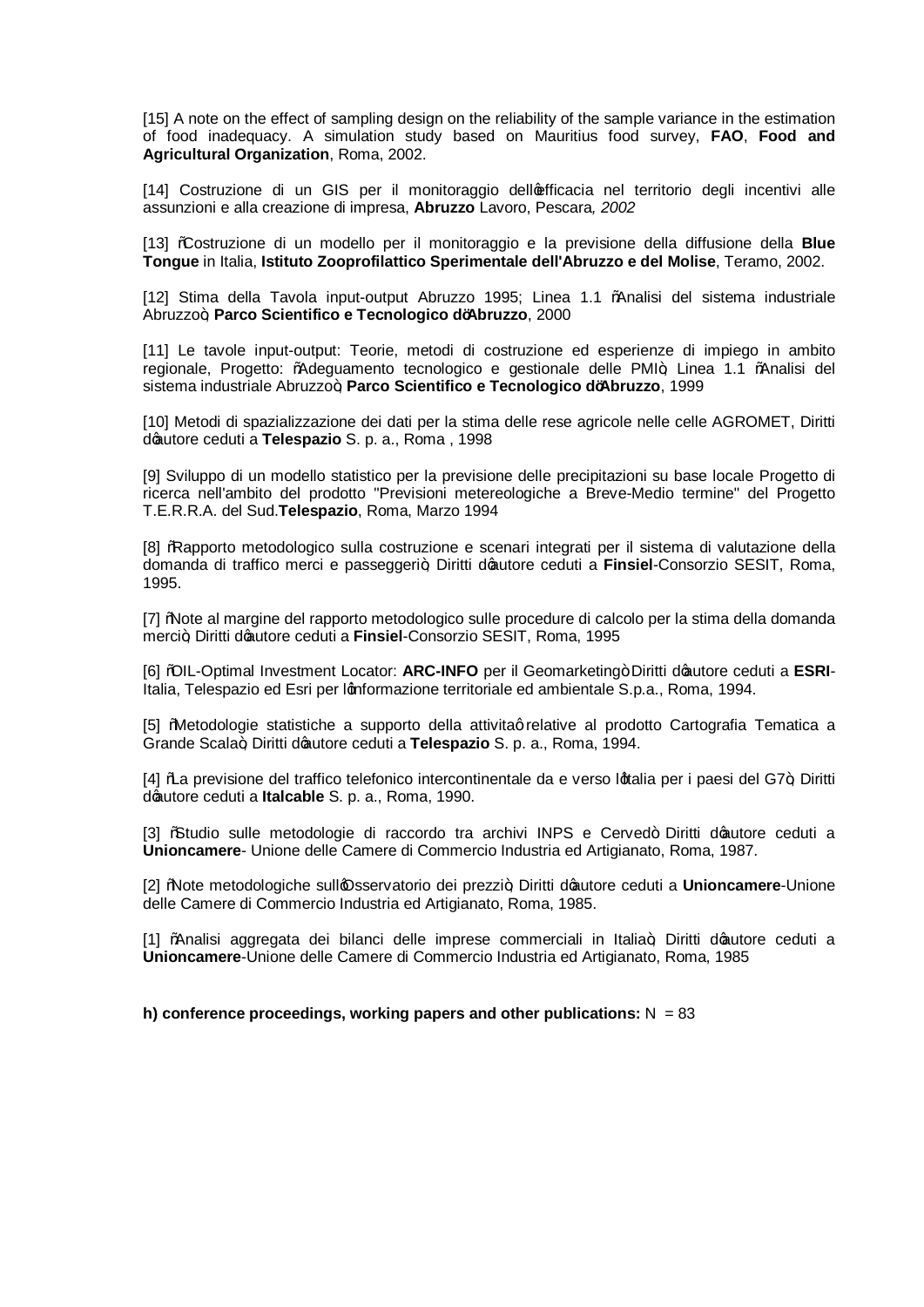[15] A note on the effect of sampling design on the reliability of the sample variance in the estimation of food inadequacy. A simulation study based on Mauritius food survey, **FAO**, **Food and Agricultural Organization**, Roma, 2002.

[14] Costruzione di un GIS per il monitoraggio dellqefficacia nel territorio degli incentivi alle assunzioni e alla creazione di impresa, **Abruzzo** Lavoro, Pescara, *2002*

[13] ñCostruzione di un modello per il monitoraggio e la previsione della diffusione della **Blue Tongue** in Italia, **Istituto Zooprofilattico Sperimentale dell'Abruzzo e del Molise**, Teramo, 2002.

[12] Stima della Tavola input-output Abruzzo 1995; Linea 1.1 ñAnalisi del sistema industriale Abruzzoò, **Parco Scientifico e Tecnologico dqAbruzzo**, 2000

[11] Le tavole input-output: Teorie, metodi di costruzione ed esperienze di impiego in ambito regionale, Progetto: ñAdeguamento tecnologico e gestionale delle PMIò, Linea 1.1 ñAnalisi del sistema industriale Abruzzoò, **Parco Scientifico e Tecnologico dqAbruzzo**, 1999

[10] Metodi di spazializzazione dei dati per la stima delle rese agricole nelle celle AGROMET, Diritti dqautore ceduti a **Telespazio** S. p. a., Roma , 1998

[9] Sviluppo di un modello statistico per la previsione delle precipitazioni su base locale Progetto di ricerca nell'ambito del prodotto "Previsioni metereologiche a Breve-Medio termine" del Progetto T.E.R.R.A. del Sud.**Telespazio**, Roma, Marzo 1994

[8] ñRapporto metodologico sulla costruzione e scenari integrati per il sistema di valutazione della domanda di traffico merci e passeggeriò, Diritti dqautore ceduti a **Finsiel**-Consorzio SESIT, Roma, 1995.

[7] ñNote al margine del rapporto metodologico sulle procedure di calcolo per la stima della domanda merciò, Diritti dqautore ceduti a **Finsiel**-Consorzio SESIT, Roma, 1995

[6] ñOIL-Optimal Investment Locator: **ARC-INFO** per il Geomarketingò Diritti dqautore ceduti a **ESRI**-Italia, Telespazio ed Esri per lqinformazione territoriale ed ambientale S.p.a., Roma, 1994.

[5] ñMetodologie statistiche a supporto della attivitaô relative al prodotto Cartografia Tematica a Grande Scalaò, Diritti dqautore ceduti a **Telespazio** S. p. a., Roma, 1994.

[4] ñLa previsione del traffico telefonico intercontinentale da e verso lqItalia per i paesi del G7ò, Diritti dqautore ceduti a **Italcable** S. p. a., Roma, 1990.

[3] ñStudio sulle metodologie di raccordo tra archivi INPS e Cervedò Diritti dqautore ceduti a **Unioncamere**- Unione delle Camere di Commercio Industria ed Artigianato, Roma, 1987.

[2] ñNote metodologiche sullqOsservatorio dei prezziò, Diritti dqautore ceduti a **Unioncamere**-Unione delle Camere di Commercio Industria ed Artigianato, Roma, 1985.

[1] ñAnalisi aggregata dei bilanci delle imprese commerciali in Italiaò, Diritti dqautore ceduti a **Unioncamere**-Unione delle Camere di Commercio Industria ed Artigianato, Roma, 1985

**h) conference proceedings, working papers and other publications:** N = 83